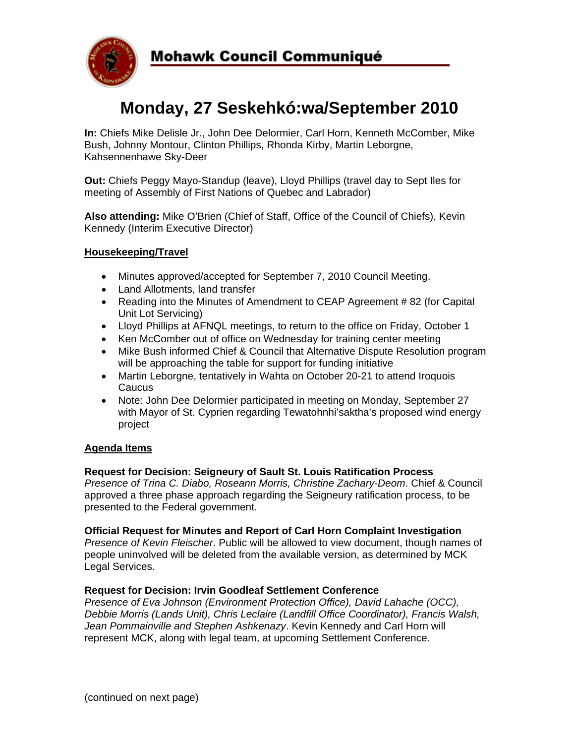## Mohawk Council Communiqué

# Monday, 27 Seskehkó:wa/September 2010

**In:** Chiefs Mike Delisle Jr., John Dee Delormier, Carl Horn, Kenneth McComber, Mike Bush, Johnny Montour, Clinton Phillips, Rhonda Kirby, Martin Leborgne, Kahsennenhawe Sky-Deer

**Out:** Chiefs Peggy Mayo-Standup (leave), Lloyd Phillips (travel day to Sept Iles for meeting of Assembly of First Nations of Quebec and Labrador)

**Also attending:** Mike O'Brien (Chief of Staff, Office of the Council of Chiefs), Kevin Kennedy (Interim Executive Director)

### Housekeeping/Travel

- Minutes approved/accepted for September 7, 2010 Council Meeting.
- Land Allotments, land transfer
- Reading into the Minutes of Amendment to CEAP Agreement # 82 (for Capital Unit Lot Servicing)
- Lloyd Phillips at AFNQL meetings, to return to the office on Friday, October 1
- Ken McComber out of office on Wednesday for training center meeting
- Mike Bush informed Chief & Council that Alternative Dispute Resolution program will be approaching the table for support for funding initiative
- Martin Leborgne, tentatively in Wahta on October 20-21 to attend Iroquois Caucus
- Note: John Dee Delormier participated in meeting on Monday, September 27 with Mayor of St. Cyprien regarding Tewatohnhi'saktha's proposed wind energy project

### Agenda Items

**Request for Decision: Seigneury of Sault St. Louis Ratification Process**
*Presence of Trina C. Diabo, Roseann Morris, Christine Zachary-Deom*. Chief & Council approved a three phase approach regarding the Seigneury ratification process, to be presented to the Federal government.

**Official Request for Minutes and Report of Carl Horn Complaint Investigation**
*Presence of Kevin Fleischer*. Public will be allowed to view document, though names of people uninvolved will be deleted from the available version, as determined by MCK Legal Services.

**Request for Decision: Irvin Goodleaf Settlement Conference**
*Presence of Eva Johnson (Environment Protection Office), David Lahache (OCC), Debbie Morris (Lands Unit), Chris Leclaire (Landfill Office Coordinator), Francis Walsh, Jean Pommainville and Stephen Ashkenazy*. Kevin Kennedy and Carl Horn will represent MCK, along with legal team, at upcoming Settlement Conference.

(continued on next page)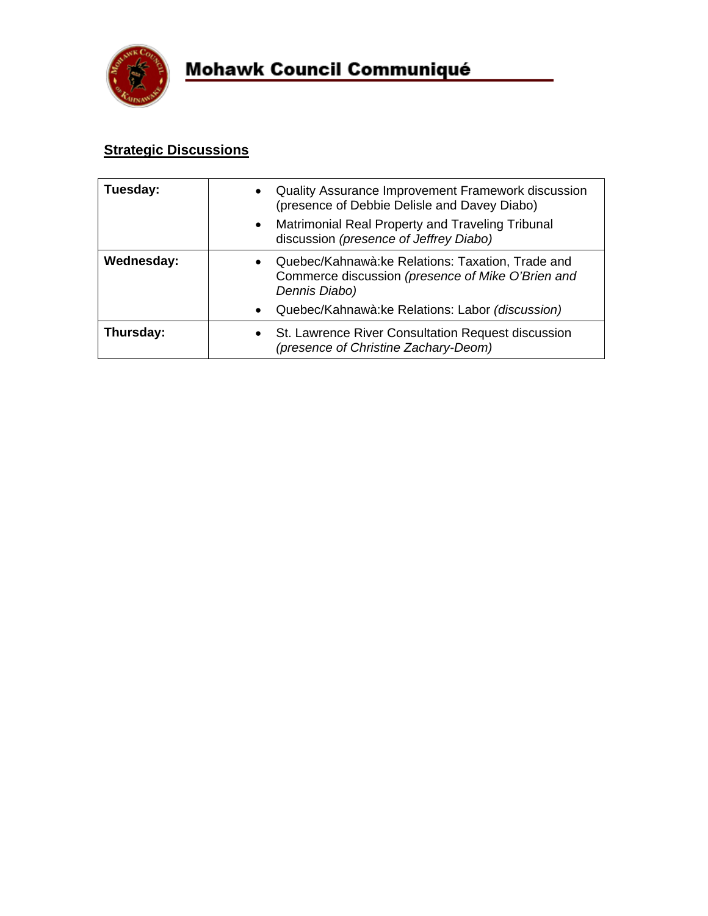# Mohawk Council Communiqué

## Strategic Discussions

| | |
|---|---|
| **Tuesday:** | • Quality Assurance Improvement Framework discussion (presence of Debbie Delisle and Davey Diabo)<br>• Matrimonial Real Property and Traveling Tribunal discussion *(presence of Jeffrey Diabo)* |
| **Wednesday:** | • Quebec/Kahnawà:ke Relations: Taxation, Trade and Commerce discussion *(presence of Mike O'Brien and Dennis Diabo)*<br>• Quebec/Kahnawà:ke Relations: Labor *(discussion)* |
| **Thursday:** | • St. Lawrence River Consultation Request discussion *(presence of Christine Zachary-Deom)* |